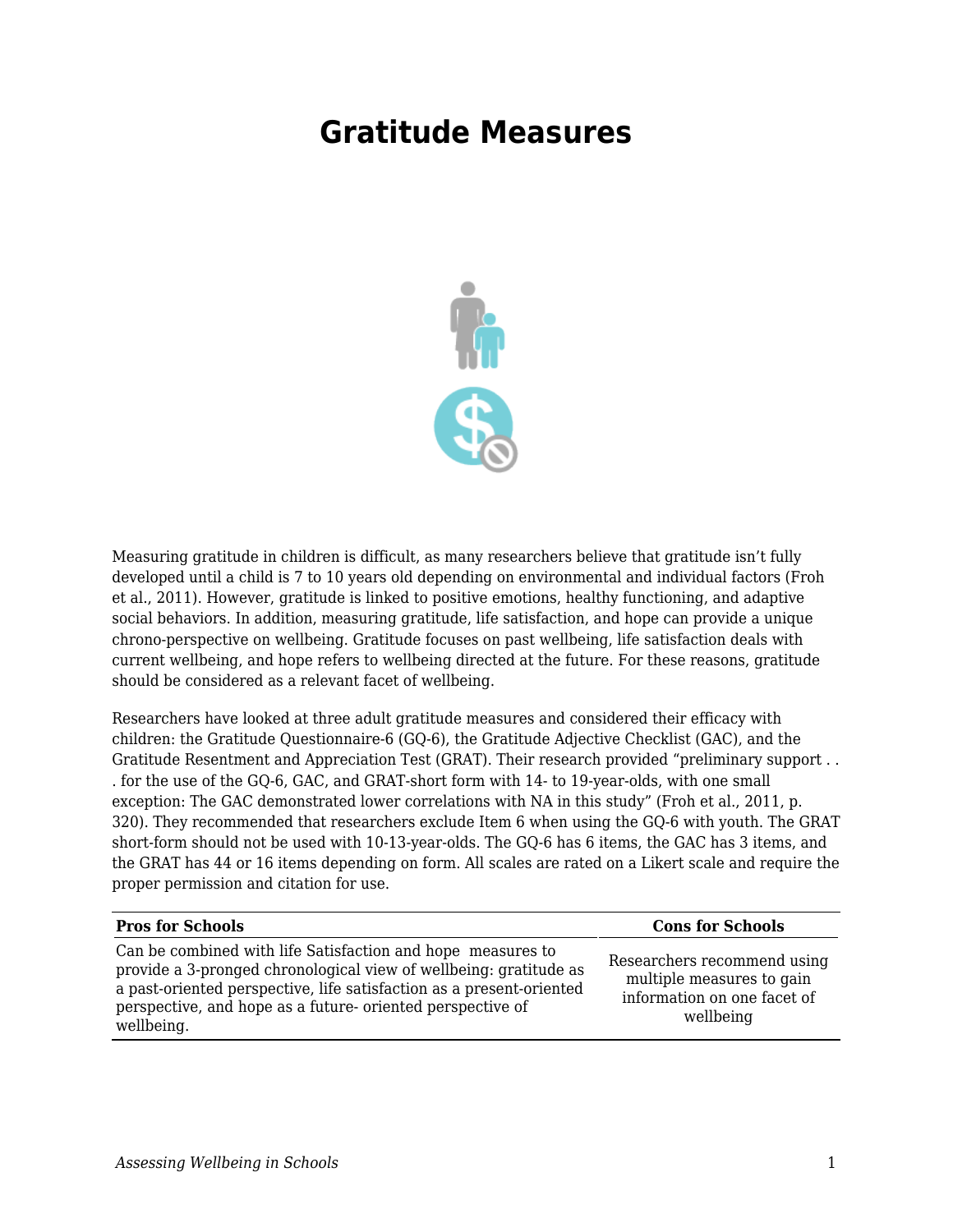# Gratitude Measures

Measuring gratitude in children is difficult, as many researchers believe that gratitude isn't fully developed until a child is 7 to 10 years old depending on environmental and individual factors (Froh et al., 2011). However, gratitude is linked to positive emotions, healthy functioning, and adaptive social behaviors. In addition, measuring gratitude, life satisfaction, and hope can provide a unique chrono-perspective on wellbeing. Gratitude focuses on past wellbeing, life satisfaction deals with current wellbeing, and hope refers to wellbeing directed at the future. For these reasons, gratitude should be considered as a relevant facet of wellbeing.

Researchers have looked at three adult gratitude measures and considered their efficacy with children: the Gratitude Questionnaire-6 (GQ-6), the Gratitude Adjective Checklist (GAC), and the Gratitude Resentment and Appreciation Test (GRAT). Their research provided "preliminary support . . . for the use of the GQ-6, GAC, and GRAT-short form with 14- to 19-year-olds, with one small exception: The GAC demonstrated lower correlations with NA in this study" (Froh et al., 2011, p. 320). They recommended that researchers exclude Item 6 when using the GQ-6 with youth. The GRAT short-form should not be used with 10-13-year-olds. The GQ-6 has 6 items, the GAC has 3 items, and the GRAT has 44 or 16 items depending on form. All scales are rated on a Likert scale and require the proper permission and citation for use.

| Pros for Schools | Cons for Schools |
| --- | --- |
| Can be combined with life Satisfaction and hope measures to provide a 3-pronged chronological view of wellbeing: gratitude as a past-oriented perspective, life satisfaction as a present-oriented perspective, and hope as a future- oriented perspective of wellbeing. | Researchers recommend using multiple measures to gain information on one facet of wellbeing |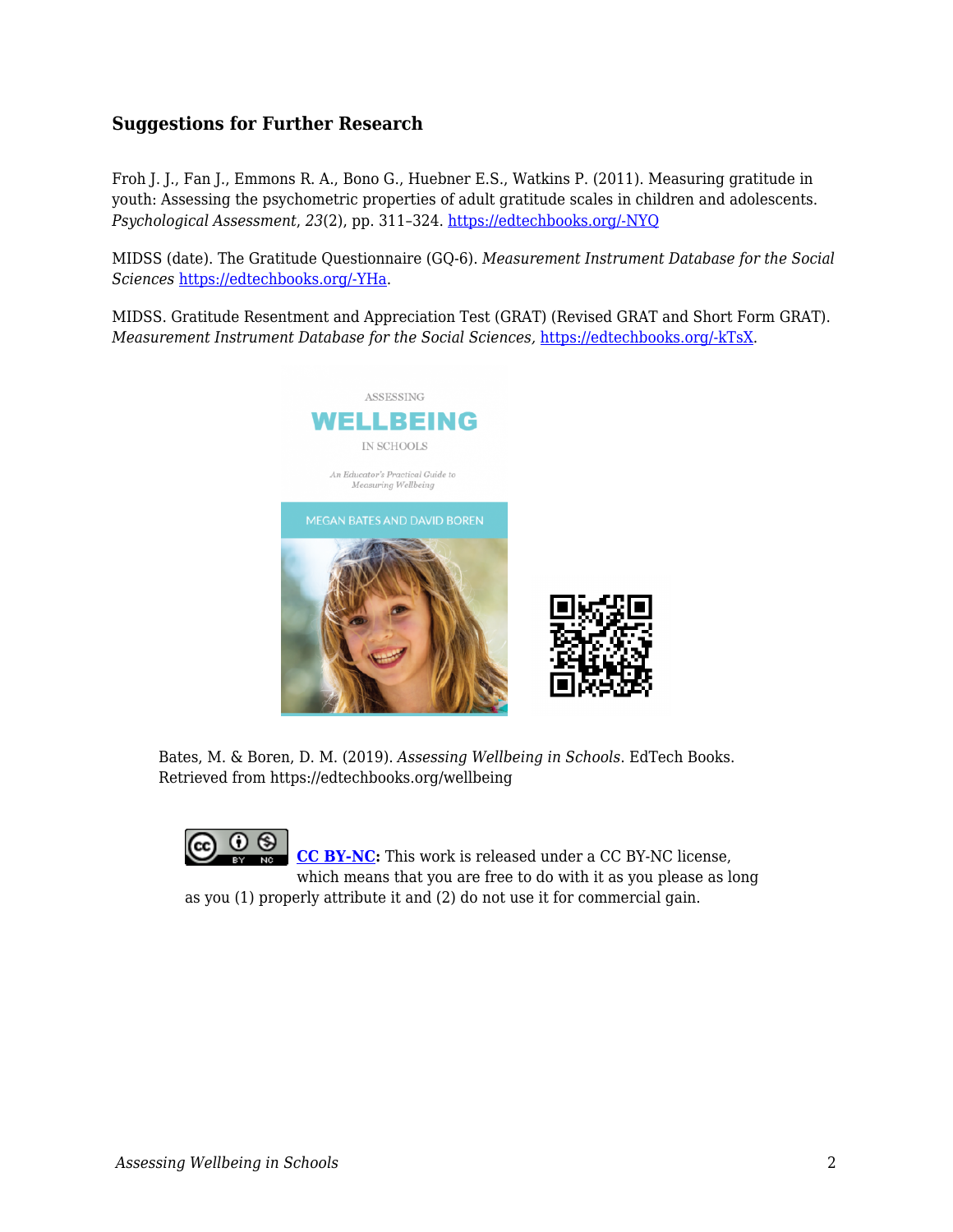### Suggestions for Further Research

Froh J. J., Fan J., Emmons R. A., Bono G., Huebner E.S., Watkins P. (2011). Measuring gratitude in youth: Assessing the psychometric properties of adult gratitude scales in children and adolescents. *Psychological Assessment*, *23*(2), pp. 311–324. https://edtechbooks.org/-NYQ

MIDSS (date). The Gratitude Questionnaire (GQ-6). *Measurement Instrument Database for the Social Sciences* https://edtechbooks.org/-YHa.

MIDSS. Gratitude Resentment and Appreciation Test (GRAT) (Revised GRAT and Short Form GRAT). *Measurement Instrument Database for the Social Sciences,* https://edtechbooks.org/-kTsX.

Bates, M. & Boren, D. M. (2019). *Assessing Wellbeing in Schools*. EdTech Books. Retrieved from https://edtechbooks.org/wellbeing

**CC BY-NC:** This work is released under a CC BY-NC license, which means that you are free to do with it as you please as long as you (1) properly attribute it and (2) do not use it for commercial gain.